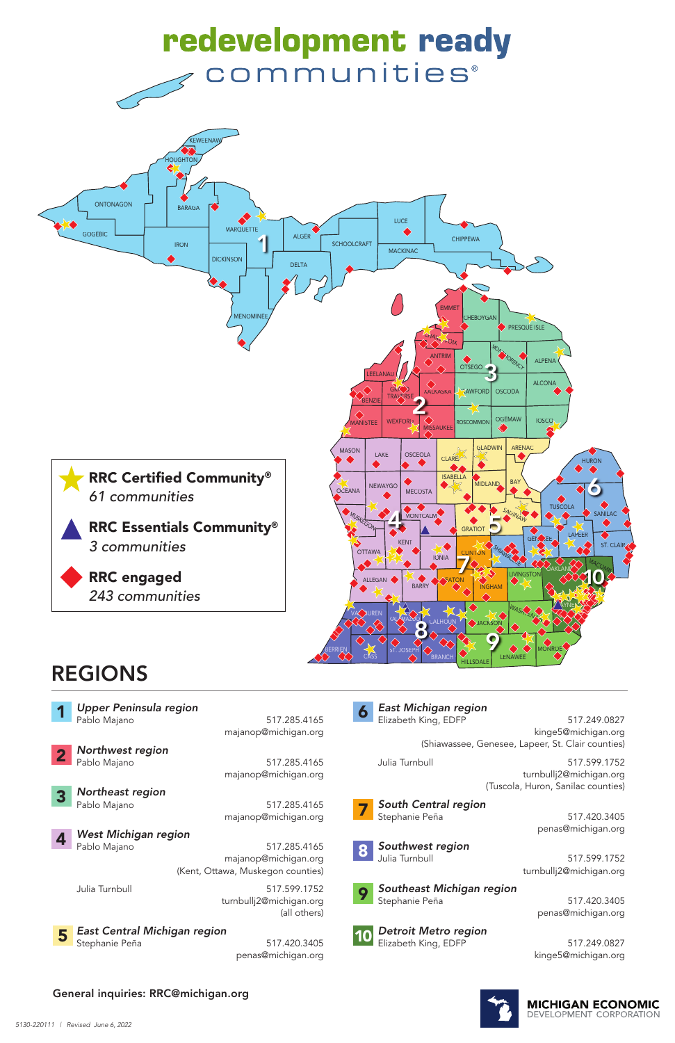# redevelopment ready communities®

**RRC Certified Community®**
*61 communities*

**RRC Essentials Community®**
*3 communities*

**RRC engaged**
*243 communities*

## REGIONS

**1** *Upper Peninsula region*
Pablo Majano
517.285.4165
majanop@michigan.org

**2** *Northwest region*
Pablo Majano
517.285.4165
majanop@michigan.org

**3** *Northeast region*
Pablo Majano
517.285.4165
majanop@michigan.org

**4** *West Michigan region*
Pablo Majano
517.285.4165
majanop@michigan.org
(Kent, Ottawa, Muskegon counties)

Julia Turnbull
517.599.1752
turnbullj2@michigan.org
(all others)

**5** *East Central Michigan region*
Stephanie Peña
517.420.3405
penas@michigan.org

**6** *East Michigan region*
Elizabeth King, EDFP
517.249.0827
kinge5@michigan.org
(Shiawassee, Genesee, Lapeer, St. Clair counties)

Julia Turnbull
517.599.1752
turnbullj2@michigan.org
(Tuscola, Huron, Sanilac counties)

**7** *South Central region*
Stephanie Peña
517.420.3405
penas@michigan.org

**8** *Southwest region*
Julia Turnbull
517.599.1752
turnbullj2@michigan.org

**9** *Southeast Michigan region*
Stephanie Peña
517.420.3405
penas@michigan.org

**10** *Detroit Metro region*
Elizabeth King, EDFP
517.249.0827
kinge5@michigan.org

General inquiries: RRC@michigan.org

MICHIGAN ECONOMIC DEVELOPMENT CORPORATION

5130-220111 | Revised June 6, 2022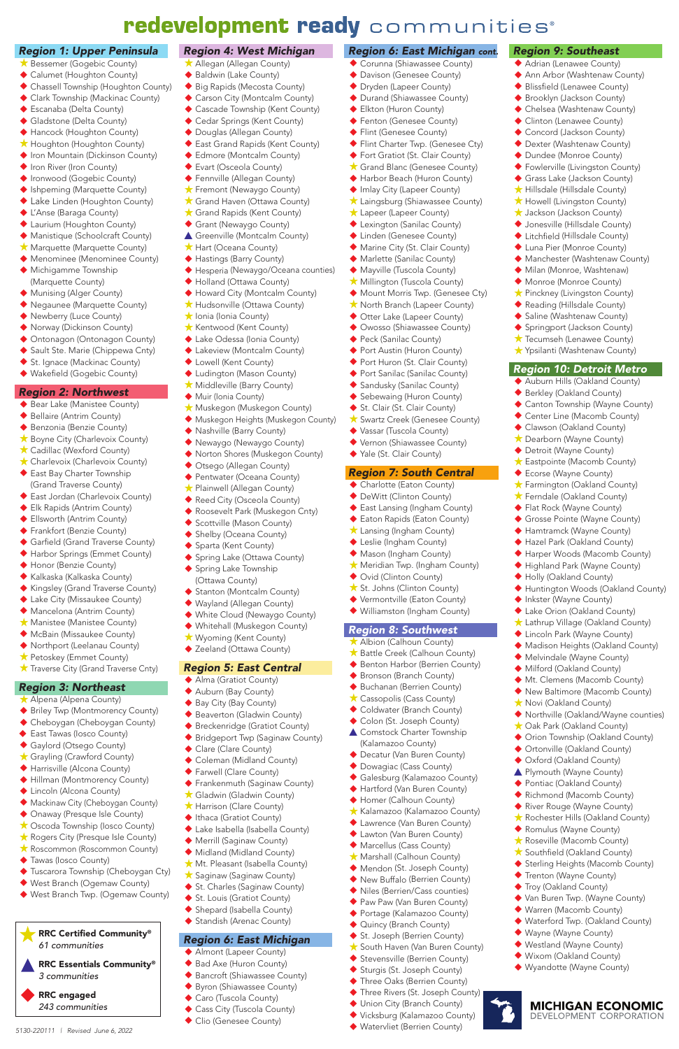# redevelopment ready communities®

## Region 1: Upper Peninsula

- ★ Bessemer (Gogebic County)
- ◆ Calumet (Houghton County)
- ◆ Chassell Township (Houghton County)
- ◆ Clark Township (Mackinac County)
- ◆ Escanaba (Delta County)
- ◆ Gladstone (Delta County)
- ◆ Hancock (Houghton County)
- ★ Houghton (Houghton County)
- ◆ Iron Mountain (Dickinson County)
- ◆ Iron River (Iron County)
- ◆ Ironwood (Gogebic County)
- ◆ Ishpeming (Marquette County)
- ◆ Lake Linden (Houghton County)
- ◆ L'Anse (Baraga County)
- ◆ Laurium (Houghton County)
- ◆ Manistique (Schoolcraft County)
- ★ Marquette (Marquette County)
- ◆ Menominee (Menominee County)
- ◆ Michigamme Township (Marquette County)
- ◆ Munising (Alger County)
- ◆ Negaunee (Marquette County)
- ◆ Newberry (Luce County)
- ◆ Norway (Dickinson County)
- ◆ Ontonagon (Ontonagon County)
- ◆ Sault Ste. Marie (Chippewa Cnty)
- ◆ St. Ignace (Mackinac County)
- ◆ Wakefield (Gogebic County)

## Region 2: Northwest

- ◆ Bear Lake (Manistee County)
- ◆ Bellaire (Antrim County)
- ◆ Benzonia (Benzie County)
- ★ Boyne City (Charlevoix County)
- ★ Cadillac (Wexford County)
- ★ Charlevoix (Charlevoix County)
- ◆ East Bay Charter Township (Grand Traverse County)
- ◆ East Jordan (Charlevoix County)
- ◆ Elk Rapids (Antrim County)
- ◆ Ellsworth (Antrim County)
- ◆ Frankfort (Benzie County)
- ◆ Garfield (Grand Traverse County)
- ◆ Harbor Springs (Emmet County)
- ◆ Honor (Benzie County)
- ◆ Kalkaska (Kalkaska County)
- ◆ Kingsley (Grand Traverse County)
- ◆ Lake City (Missaukee County)
- ◆ Mancelona (Antrim County)
- ★ Manistee (Manistee County)
- ◆ McBain (Missaukee County)
- ◆ Northport (Leelanau County)
- ★ Petoskey (Emmet County)
- ★ Traverse City (Grand Traverse Cnty)

## Region 3: Northeast

- ★ Alpena (Alpena County)
- ◆ Briley Twp (Montmorency County)
- ◆ Cheboygan (Cheboygan County)
- ◆ East Tawas (Iosco County)
- ◆ Gaylord (Otsego County)
- ★ Grayling (Crawford County)
- ◆ Harrisville (Alcona County)
- ◆ Hillman (Montmorency County)
- ◆ Lincoln (Alcona County)
- ◆ Mackinaw City (Cheboygan County)
- ◆ Onaway (Presque Isle County)
- ★ Oscoda Township (Iosco County)
- ◆ Rogers City (Presque Isle County)
- ◆ Roscommon (Roscommon County)
- ◆ Tawas (Iosco County)
- ◆ Tuscarora Township (Cheboygan Cty)
- ◆ West Branch (Ogemaw County)
- ◆ West Branch Twp. (Ogemaw County)

★ **RRC Certified Community®**
*61 communities*

▲ **RRC Essentials Community®**
*3 communities*

◆ **RRC engaged**
*243 communities*

## Region 4: West Michigan

- ★ Allegan (Allegan County)
- ◆ Baldwin (Lake County)
- ◆ Big Rapids (Mecosta County)
- ◆ Carson City (Montcalm County)
- ◆ Cascade Township (Kent County)
- ◆ Cedar Springs (Kent County)
- ◆ Douglas (Allegan County)
- ◆ East Grand Rapids (Kent County)
- ◆ Edmore (Montcalm County)
- ◆ Evart (Osceola County)
- ◆ Fennville (Allegan County)
- ★ Fremont (Newaygo County)
- ★ Grand Haven (Ottawa County)
- ★ Grand Rapids (Kent County)
- ◆ Grant (Newaygo County)
- ▲ Greenville (Montcalm County)
- ★ Hart (Oceana County)
- ◆ Hastings (Barry County)
- ◆ Hesperia (Newaygo/Oceana counties)
- ◆ Holland (Ottawa County)
- ◆ Howard City (Montcalm County)
- ★ Hudsonville (Ottawa County)
- ★ Ionia (Ionia County)
- ★ Kentwood (Kent County)
- ◆ Lake Odessa (Ionia County)
- ◆ Lakeview (Montcalm County)
- ◆ Lowell (Kent County)
- ◆ Ludington (Mason County)
- ★ Middleville (Barry County)
- ◆ Muir (Ionia County)
- ★ Muskegon (Muskegon County)
- ◆ Muskegon Heights (Muskegon County)
- ◆ Nashville (Barry County)
- ◆ Newaygo (Newaygo County)
- ◆ Norton Shores (Muskegon County)
- ◆ Otsego (Allegan County)
- ◆ Pentwater (Oceana County)
- ★ Plainwell (Allegan County)
- ◆ Reed City (Osceola County)
- ◆ Roosevelt Park (Muskegon Cnty)
- ◆ Scottville (Mason County)
- ◆ Shelby (Oceana County)
- ◆ Sparta (Kent County)
- ◆ Spring Lake (Ottawa County)
- ◆ Spring Lake Township (Ottawa County)
- ◆ Stanton (Montcalm County)
- ◆ Wayland (Allegan County)
- ◆ White Cloud (Newaygo County)
- ◆ Whitehall (Muskegon County)
- ★ Wyoming (Kent County)
- ◆ Zeeland (Ottawa County)

## Region 5: East Central

- ◆ Alma (Gratiot County)
- ★ Auburn (Bay County)
- ★ Bay City (Bay County)
- ◆ Beaverton (Gladwin County)
- ◆ Breckenridge (Gratiot County)
- ★ Bridgeport Twp (Saginaw County)
- ◆ Clare (Clare County)
- ◆ Coleman (Midland County)
- ◆ Farwell (Clare County)
- ◆ Frankenmuth (Saginaw County)
- ★ Gladwin (Gladwin County)
- ★ Harrison (Clare County)
- ◆ Ithaca (Gratiot County)
- ◆ Lake Isabella (Isabella County)
- ◆ Merrill (Saginaw County)
- ◆ Midland (Midland County)
- ★ Mt. Pleasant (Isabella County)
- ★ Saginaw (Saginaw County)
- ◆ St. Charles (Saginaw County)
- ◆ St. Louis (Gratiot County)
- ◆ Shepard (Isabella County)
- ◆ Standish (Arenac County)

## Region 6: East Michigan

- ◆ Almont (Lapeer County)
- ◆ Bad Axe (Huron County)
- ◆ Bancroft (Shiawassee County)
- ◆ Byron (Shiawassee County)
- ◆ Caro (Tuscola County)
- ◆ Cass City (Tuscola County)
- ◆ Clio (Genesee County)

## Region 6: East Michigan cont.

- ◆ Corunna (Shiawassee County)
- ◆ Davison (Genesee County)
- ◆ Dryden (Lapeer County)
- ◆ Durand (Shiawassee County)
- ◆ Elkton (Huron County)
- ◆ Fenton (Genesee County)
- ◆ Flint (Genesee County)
- ◆ Flint Charter Twp. (Genesee Cty)
- ◆ Fort Gratiot (St. Clair County)
- ★ Grand Blanc (Genesee County)
- ◆ Harbor Beach (Huron County)
- ◆ Imlay City (Lapeer County)
- ★ Laingsburg (Shiawassee County)
- ★ Lapeer (Lapeer County)
- ◆ Lexington (Sanilac County)
- ◆ Linden (Genesee County)
- ◆ Marine City (St. Clair County)
- ◆ Marlette (Sanilac County)
- ◆ Mayville (Tuscola County)
- ★ Millington (Tuscola County)
- ◆ Mount Morris Twp. (Genesee Cty)
- ★ North Branch (Lapeer County)
- ◆ Otter Lake (Lapeer County)
- ◆ Owosso (Shiawassee County)
- ◆ Peck (Sanilac County)
- ◆ Port Austin (Huron County)
- ◆ Port Huron (St. Clair County)
- ◆ Port Sanilac (Sanilac County)
- ◆ Sandusky (Sanilac County)
- ◆ Sebewaing (Huron County)
- ◆ St. Clair (St. Clair County)
- ★ Swartz Creek (Genesee County)
- ◆ Vassar (Tuscola County)
- ◆ Vernon (Shiawassee County)
- ◆ Yale (St. Clair County)

## Region 7: South Central

- ◆ Charlotte (Eaton County)
- ◆ DeWitt (Clinton County)
- ◆ East Lansing (Ingham County)
- ◆ Eaton Rapids (Eaton County)
- ★ Lansing (Ingham County)
- ◆ Leslie (Ingham County)
- ◆ Mason (Ingham County)
- ★ Meridian Twp. (Ingham County)
- ◆ Ovid (Clinton County)
- ★ St. Johns (Clinton County)
- ◆ Vermontville (Eaton County)
- ◆ Williamston (Ingham County)

## Region 8: Southwest

- ★ Albion (Calhoun County)
- ★ Battle Creek (Calhoun County)
- ◆ Benton Harbor (Berrien County)
- ◆ Bronson (Branch County)
- ◆ Buchanan (Berrien County)
- ★ Cassopolis (Cass County)
- ◆ Coldwater (Branch County)
- ◆ Colon (St. Joseph County)
- ▲ Comstock Charter Township (Kalamazoo County)
- ◆ Decatur (Van Buren County)
- ◆ Dowagiac (Cass County)
- ◆ Galesburg (Kalamazoo County)
- ◆ Hartford (Van Buren County)
- ◆ Homer (Calhoun County)
- ★ Kalamazoo (Kalamazoo County)
- ◆ Lawrence (Van Buren County)
- ◆ Lawton (Van Buren County)
- ◆ Marcellus (Cass County)
- ★ Marshall (Calhoun County)
- ◆ Mendon (St. Joseph County)
- ◆ New Buffalo (Berrien County)
- ◆ Niles (Berrien/Cass counties)
- ◆ Paw Paw (Van Buren County)
- ◆ Portage (Kalamazoo County)
- ◆ Quincy (Branch County)
- ◆ St. Joseph (Berrien County)
- ★ South Haven (Van Buren County)
- ◆ Stevensville (Berrien County)
- ◆ Sturgis (St. Joseph County)
- ◆ Three Oaks (Berrien County)
- ◆ Three Rivers (St. Joseph County)
- ◆ Union City (Branch County)
- ◆ Vicksburg (Kalamazoo County)
- ◆ Watervliet (Berrien County)

## Region 9: Southeast

- ◆ Adrian (Lenawee County)
- ◆ Ann Arbor (Washtenaw County)
- ◆ Blissfield (Lenawee County)
- ◆ Brooklyn (Jackson County)
- ◆ Chelsea (Washtenaw County)
- ◆ Clinton (Lenawee County)
- ◆ Concord (Jackson County)
- ◆ Dexter (Washtenaw County)
- ◆ Dundee (Monroe County)
- ◆ Fowlerville (Livingston County)
- ◆ Grass Lake (Jackson County)
- ★ Hillsdale (Hillsdale County)
- ★ Howell (Livingston County)
- ★ Jackson (Jackson County)
- ◆ Jonesville (Hillsdale County)
- ◆ Litchfield (Hillsdale County)
- ◆ Luna Pier (Monroe County)
- ◆ Manchester (Washtenaw County)
- ◆ Milan (Monroe, Washtenaw)
- ◆ Monroe (Monroe County)
- ◆ Pinckney (Livingston County)
- ◆ Reading (Hillsdale County)
- ★ Saline (Washtenaw County)
- ◆ Springport (Jackson County)
- ★ Tecumseh (Lenawee County)
- ★ Ypsilanti (Washtenaw County)

## Region 10: Detroit Metro

- ◆ Auburn Hills (Oakland County)
- ◆ Berkley (Oakland County)
- ◆ Canton Township (Wayne County)
- ◆ Center Line (Macomb County)
- ◆ Clawson (Oakland County)
- ★ Dearborn (Wayne County)
- ◆ Detroit (Wayne County)
- ★ Eastpointe (Macomb County)
- ◆ Ecorse (Wayne County)
- ★ Farmington (Oakland County)
- ★ Ferndale (Oakland County)
- ◆ Flat Rock (Wayne County)
- ◆ Grosse Pointe (Wayne County)
- ◆ Hamtramck (Wayne County)
- ◆ Hazel Park (Oakland County)
- ◆ Harper Woods (Macomb County)
- ◆ Highland Park (Wayne County)
- ◆ Holly (Oakland County)
- ◆ Huntington Woods (Oakland County)
- ◆ Inkster (Wayne County)
- ◆ Lake Orion (Oakland County)
- ★ Lathrup Village (Oakland County)
- ◆ Lincoln Park (Wayne County)
- ◆ Madison Heights (Oakland County)
- ◆ Melvindale (Wayne County)
- ◆ Milford (Oakland County)
- ◆ Mt. Clemens (Macomb County)
- ◆ New Baltimore (Macomb County)
- ★ Novi (Oakland County)
- ◆ Northville (Oakland/Wayne counties)
- ★ Oak Park (Oakland County)
- ◆ Orion Township (Oakland County)
- ◆ Ortonville (Oakland County)
- ◆ Oxford (Oakland County)
- ▲ Plymouth (Wayne County)
- ◆ Pontiac (Oakland County)
- ◆ Richmond (Macomb County)
- ◆ River Rouge (Wayne County)
- ◆ Rochester Hills (Oakland County)
- ◆ Romulus (Wayne County)
- ◆ Roseville (Macomb County)
- ★ Southfield (Oakland County)
- ◆ Sterling Heights (Macomb County)
- ◆ Trenton (Wayne County)
- ◆ Troy (Oakland County)
- ◆ Van Buren Twp. (Wayne County)
- ◆ Warren (Macomb County)
- ◆ Waterford Twp. (Oakland County)
- ◆ Wayne (Wayne County)
- ◆ Westland (Wayne County)
- ◆ Wixom (Oakland County)
- ◆ Wyandotte (Wayne County)

**MICHIGAN ECONOMIC**
DEVELOPMENT CORPORATION

5130-220111 | Revised June 6, 2022